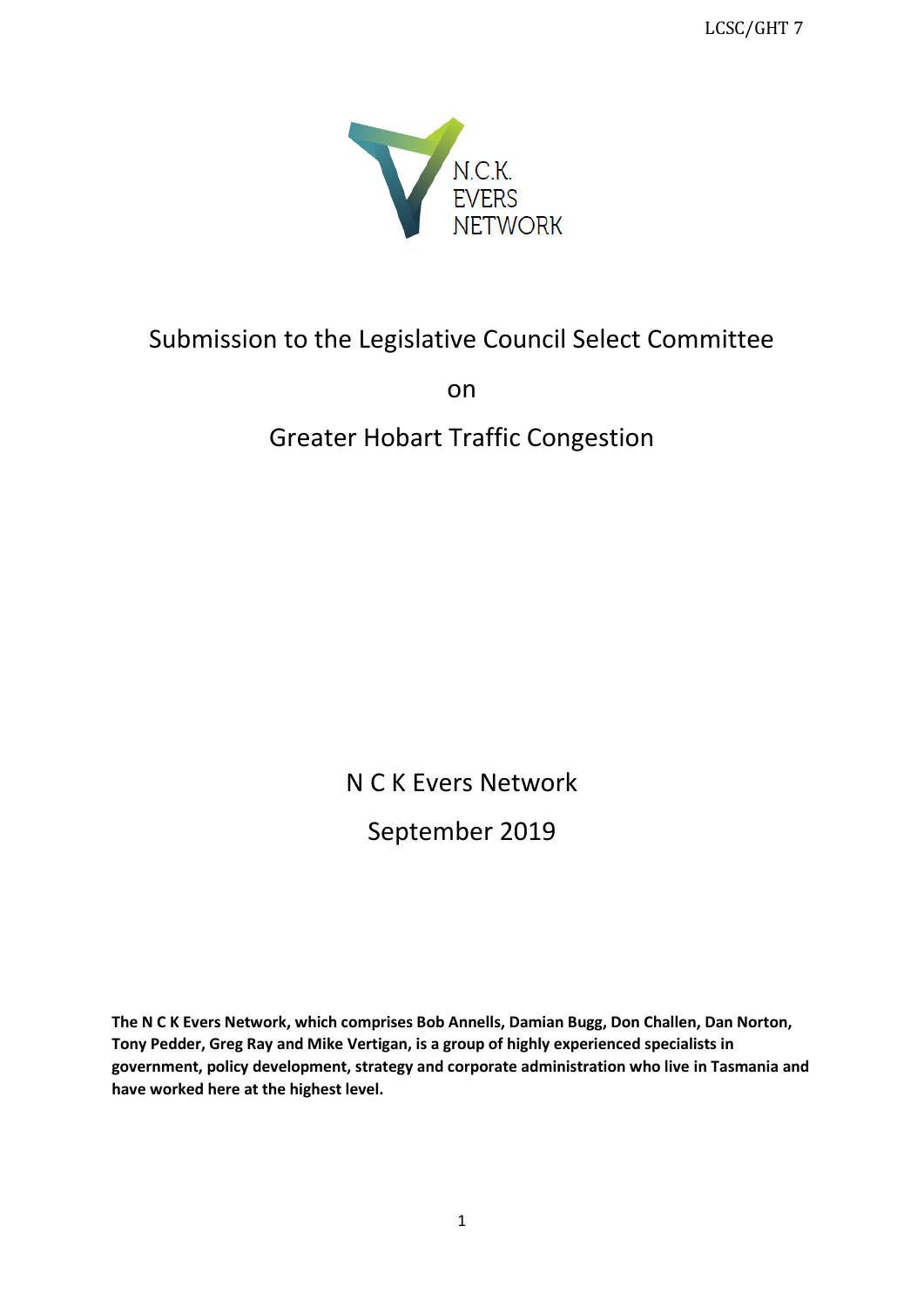LCSC/GHT 7

N.C.K.
EVERS
NETWORK

# Submission to the Legislative Council Select Committee

on

# Greater Hobart Traffic Congestion

N C K Evers Network

September 2019

**The N C K Evers Network, which comprises Bob Annells, Damian Bugg, Don Challen, Dan Norton, Tony Pedder, Greg Ray and Mike Vertigan, is a group of highly experienced specialists in government, policy development, strategy and corporate administration who live in Tasmania and have worked here at the highest level.**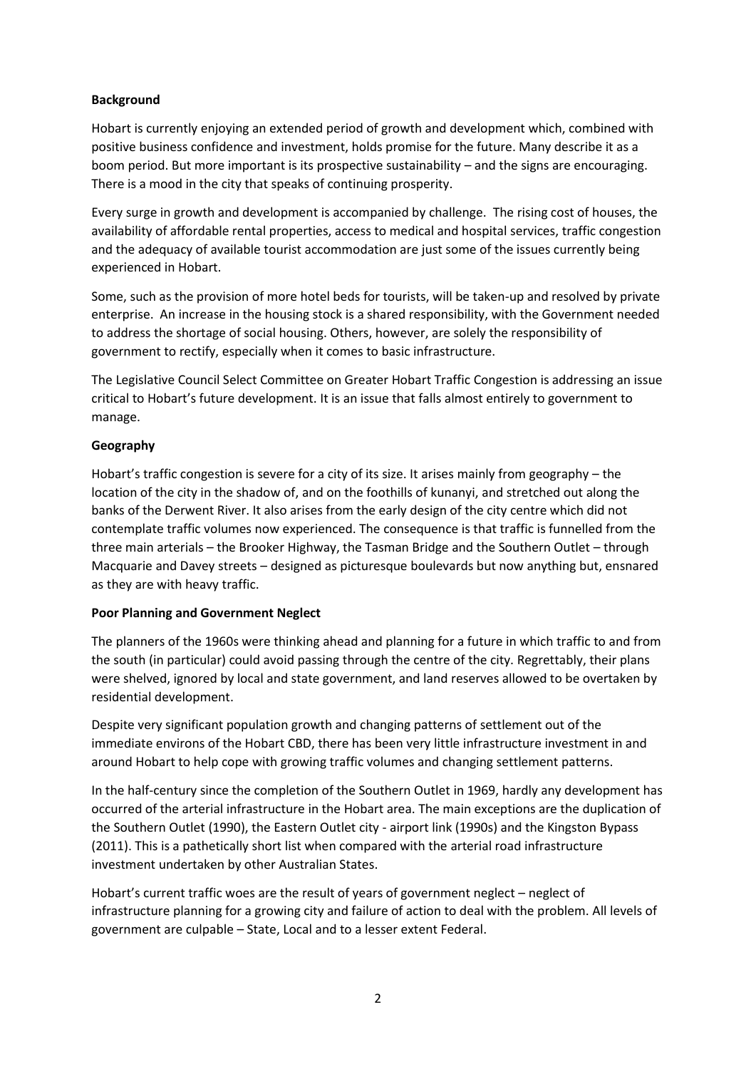**Background**

Hobart is currently enjoying an extended period of growth and development which, combined with positive business confidence and investment, holds promise for the future. Many describe it as a boom period. But more important is its prospective sustainability – and the signs are encouraging. There is a mood in the city that speaks of continuing prosperity.

Every surge in growth and development is accompanied by challenge. The rising cost of houses, the availability of affordable rental properties, access to medical and hospital services, traffic congestion and the adequacy of available tourist accommodation are just some of the issues currently being experienced in Hobart.

Some, such as the provision of more hotel beds for tourists, will be taken-up and resolved by private enterprise. An increase in the housing stock is a shared responsibility, with the Government needed to address the shortage of social housing. Others, however, are solely the responsibility of government to rectify, especially when it comes to basic infrastructure.

The Legislative Council Select Committee on Greater Hobart Traffic Congestion is addressing an issue critical to Hobart's future development. It is an issue that falls almost entirely to government to manage.

**Geography**

Hobart's traffic congestion is severe for a city of its size. It arises mainly from geography – the location of the city in the shadow of, and on the foothills of kunanyi, and stretched out along the banks of the Derwent River. It also arises from the early design of the city centre which did not contemplate traffic volumes now experienced. The consequence is that traffic is funnelled from the three main arterials – the Brooker Highway, the Tasman Bridge and the Southern Outlet – through Macquarie and Davey streets – designed as picturesque boulevards but now anything but, ensnared as they are with heavy traffic.

**Poor Planning and Government Neglect**

The planners of the 1960s were thinking ahead and planning for a future in which traffic to and from the south (in particular) could avoid passing through the centre of the city. Regrettably, their plans were shelved, ignored by local and state government, and land reserves allowed to be overtaken by residential development.

Despite very significant population growth and changing patterns of settlement out of the immediate environs of the Hobart CBD, there has been very little infrastructure investment in and around Hobart to help cope with growing traffic volumes and changing settlement patterns.

In the half-century since the completion of the Southern Outlet in 1969, hardly any development has occurred of the arterial infrastructure in the Hobart area. The main exceptions are the duplication of the Southern Outlet (1990), the Eastern Outlet city - airport link (1990s) and the Kingston Bypass (2011). This is a pathetically short list when compared with the arterial road infrastructure investment undertaken by other Australian States.

Hobart's current traffic woes are the result of years of government neglect – neglect of infrastructure planning for a growing city and failure of action to deal with the problem. All levels of government are culpable – State, Local and to a lesser extent Federal.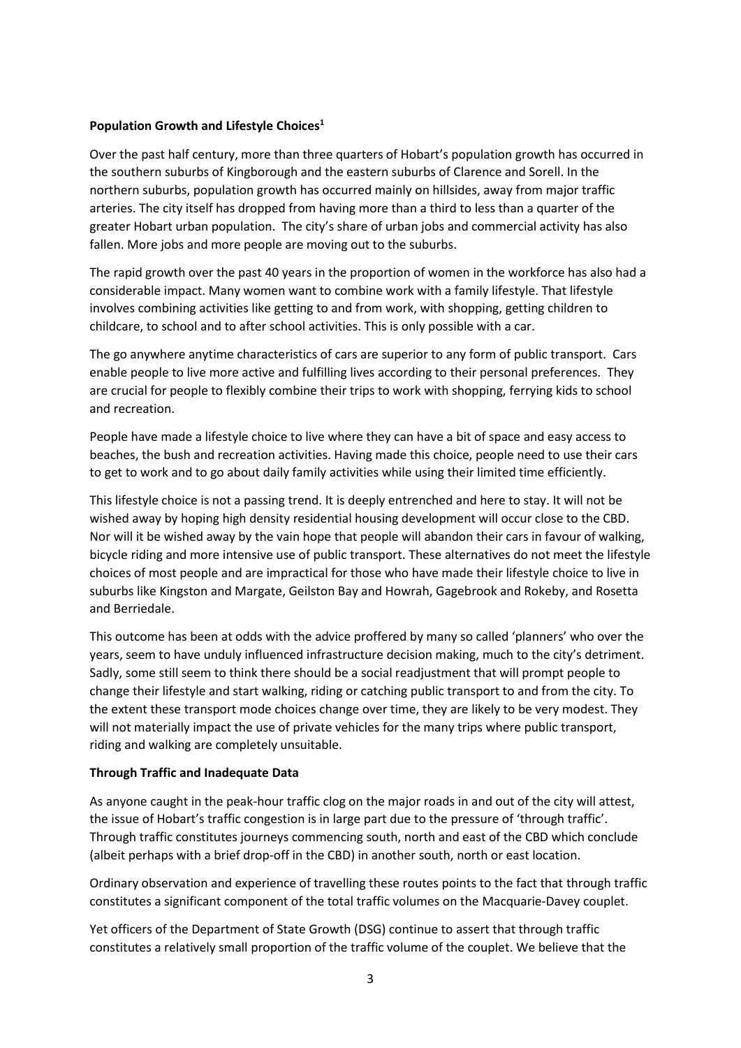**Population Growth and Lifestyle Choices**[1]

Over the past half century, more than three quarters of Hobart's population growth has occurred in the southern suburbs of Kingborough and the eastern suburbs of Clarence and Sorell. In the northern suburbs, population growth has occurred mainly on hillsides, away from major traffic arteries. The city itself has dropped from having more than a third to less than a quarter of the greater Hobart urban population. The city's share of urban jobs and commercial activity has also fallen. More jobs and more people are moving out to the suburbs.

The rapid growth over the past 40 years in the proportion of women in the workforce has also had a considerable impact. Many women want to combine work with a family lifestyle. That lifestyle involves combining activities like getting to and from work, with shopping, getting children to childcare, to school and to after school activities. This is only possible with a car.

The go anywhere anytime characteristics of cars are superior to any form of public transport. Cars enable people to live more active and fulfilling lives according to their personal preferences. They are crucial for people to flexibly combine their trips to work with shopping, ferrying kids to school and recreation.

People have made a lifestyle choice to live where they can have a bit of space and easy access to beaches, the bush and recreation activities. Having made this choice, people need to use their cars to get to work and to go about daily family activities while using their limited time efficiently.

This lifestyle choice is not a passing trend. It is deeply entrenched and here to stay. It will not be wished away by hoping high density residential housing development will occur close to the CBD. Nor will it be wished away by the vain hope that people will abandon their cars in favour of walking, bicycle riding and more intensive use of public transport. These alternatives do not meet the lifestyle choices of most people and are impractical for those who have made their lifestyle choice to live in suburbs like Kingston and Margate, Geilston Bay and Howrah, Gagebrook and Rokeby, and Rosetta and Berriedale.

This outcome has been at odds with the advice proffered by many so called 'planners' who over the years, seem to have unduly influenced infrastructure decision making, much to the city's detriment. Sadly, some still seem to think there should be a social readjustment that will prompt people to change their lifestyle and start walking, riding or catching public transport to and from the city. To the extent these transport mode choices change over time, they are likely to be very modest. They will not materially impact the use of private vehicles for the many trips where public transport, riding and walking are completely unsuitable.

**Through Traffic and Inadequate Data**

As anyone caught in the peak-hour traffic clog on the major roads in and out of the city will attest, the issue of Hobart's traffic congestion is in large part due to the pressure of 'through traffic'. Through traffic constitutes journeys commencing south, north and east of the CBD which conclude (albeit perhaps with a brief drop-off in the CBD) in another south, north or east location.

Ordinary observation and experience of travelling these routes points to the fact that through traffic constitutes a significant component of the total traffic volumes on the Macquarie-Davey couplet.

Yet officers of the Department of State Growth (DSG) continue to assert that through traffic constitutes a relatively small proportion of the traffic volume of the couplet. We believe that the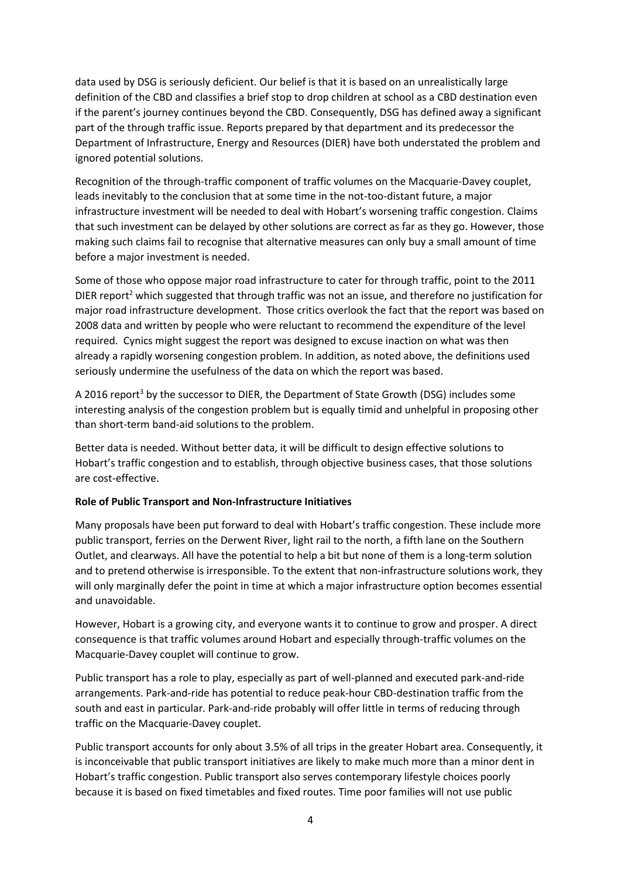data used by DSG is seriously deficient. Our belief is that it is based on an unrealistically large definition of the CBD and classifies a brief stop to drop children at school as a CBD destination even if the parent's journey continues beyond the CBD. Consequently, DSG has defined away a significant part of the through traffic issue. Reports prepared by that department and its predecessor the Department of Infrastructure, Energy and Resources (DIER) have both understated the problem and ignored potential solutions.

Recognition of the through-traffic component of traffic volumes on the Macquarie-Davey couplet, leads inevitably to the conclusion that at some time in the not-too-distant future, a major infrastructure investment will be needed to deal with Hobart's worsening traffic congestion. Claims that such investment can be delayed by other solutions are correct as far as they go. However, those making such claims fail to recognise that alternative measures can only buy a small amount of time before a major investment is needed.

Some of those who oppose major road infrastructure to cater for through traffic, point to the 2011 DIER report[2] which suggested that through traffic was not an issue, and therefore no justification for major road infrastructure development. Those critics overlook the fact that the report was based on 2008 data and written by people who were reluctant to recommend the expenditure of the level required. Cynics might suggest the report was designed to excuse inaction on what was then already a rapidly worsening congestion problem. In addition, as noted above, the definitions used seriously undermine the usefulness of the data on which the report was based.

A 2016 report[3] by the successor to DIER, the Department of State Growth (DSG) includes some interesting analysis of the congestion problem but is equally timid and unhelpful in proposing other than short-term band-aid solutions to the problem.

Better data is needed. Without better data, it will be difficult to design effective solutions to Hobart's traffic congestion and to establish, through objective business cases, that those solutions are cost-effective.

**Role of Public Transport and Non-Infrastructure Initiatives**

Many proposals have been put forward to deal with Hobart's traffic congestion. These include more public transport, ferries on the Derwent River, light rail to the north, a fifth lane on the Southern Outlet, and clearways. All have the potential to help a bit but none of them is a long-term solution and to pretend otherwise is irresponsible. To the extent that non-infrastructure solutions work, they will only marginally defer the point in time at which a major infrastructure option becomes essential and unavoidable.

However, Hobart is a growing city, and everyone wants it to continue to grow and prosper. A direct consequence is that traffic volumes around Hobart and especially through-traffic volumes on the Macquarie-Davey couplet will continue to grow.

Public transport has a role to play, especially as part of well-planned and executed park-and-ride arrangements. Park-and-ride has potential to reduce peak-hour CBD-destination traffic from the south and east in particular. Park-and-ride probably will offer little in terms of reducing through traffic on the Macquarie-Davey couplet.

Public transport accounts for only about 3.5% of all trips in the greater Hobart area. Consequently, it is inconceivable that public transport initiatives are likely to make much more than a minor dent in Hobart's traffic congestion. Public transport also serves contemporary lifestyle choices poorly because it is based on fixed timetables and fixed routes. Time poor families will not use public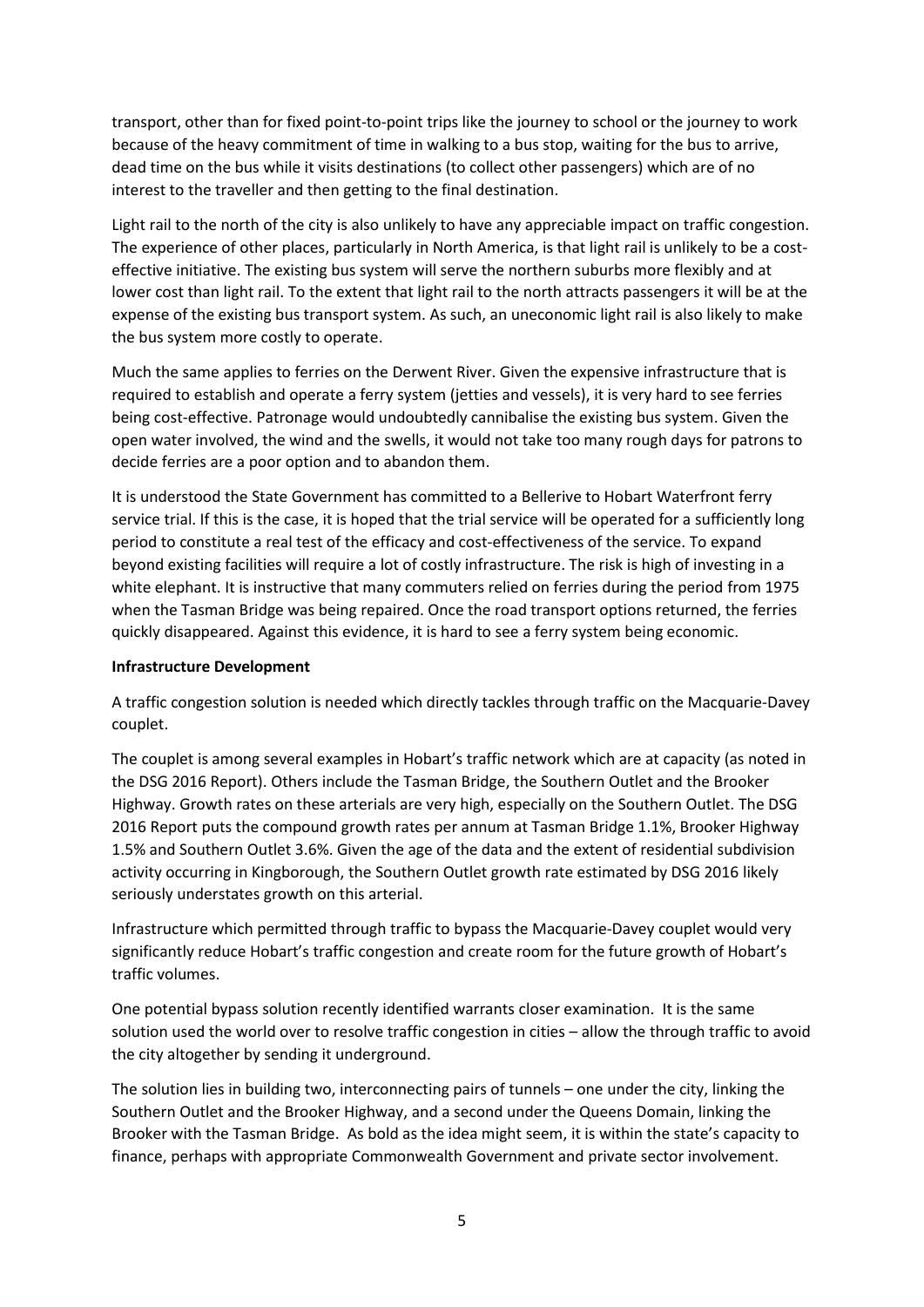transport, other than for fixed point-to-point trips like the journey to school or the journey to work because of the heavy commitment of time in walking to a bus stop, waiting for the bus to arrive, dead time on the bus while it visits destinations (to collect other passengers) which are of no interest to the traveller and then getting to the final destination.

Light rail to the north of the city is also unlikely to have any appreciable impact on traffic congestion. The experience of other places, particularly in North America, is that light rail is unlikely to be a cost-effective initiative. The existing bus system will serve the northern suburbs more flexibly and at lower cost than light rail. To the extent that light rail to the north attracts passengers it will be at the expense of the existing bus transport system. As such, an uneconomic light rail is also likely to make the bus system more costly to operate.

Much the same applies to ferries on the Derwent River. Given the expensive infrastructure that is required to establish and operate a ferry system (jetties and vessels), it is very hard to see ferries being cost-effective. Patronage would undoubtedly cannibalise the existing bus system. Given the open water involved, the wind and the swells, it would not take too many rough days for patrons to decide ferries are a poor option and to abandon them.

It is understood the State Government has committed to a Bellerive to Hobart Waterfront ferry service trial. If this is the case, it is hoped that the trial service will be operated for a sufficiently long period to constitute a real test of the efficacy and cost-effectiveness of the service. To expand beyond existing facilities will require a lot of costly infrastructure. The risk is high of investing in a white elephant. It is instructive that many commuters relied on ferries during the period from 1975 when the Tasman Bridge was being repaired. Once the road transport options returned, the ferries quickly disappeared. Against this evidence, it is hard to see a ferry system being economic.

**Infrastructure Development**

A traffic congestion solution is needed which directly tackles through traffic on the Macquarie-Davey couplet.

The couplet is among several examples in Hobart's traffic network which are at capacity (as noted in the DSG 2016 Report). Others include the Tasman Bridge, the Southern Outlet and the Brooker Highway. Growth rates on these arterials are very high, especially on the Southern Outlet. The DSG 2016 Report puts the compound growth rates per annum at Tasman Bridge 1.1%, Brooker Highway 1.5% and Southern Outlet 3.6%. Given the age of the data and the extent of residential subdivision activity occurring in Kingborough, the Southern Outlet growth rate estimated by DSG 2016 likely seriously understates growth on this arterial.

Infrastructure which permitted through traffic to bypass the Macquarie-Davey couplet would very significantly reduce Hobart's traffic congestion and create room for the future growth of Hobart's traffic volumes.

One potential bypass solution recently identified warrants closer examination. It is the same solution used the world over to resolve traffic congestion in cities – allow the through traffic to avoid the city altogether by sending it underground.

The solution lies in building two, interconnecting pairs of tunnels – one under the city, linking the Southern Outlet and the Brooker Highway, and a second under the Queens Domain, linking the Brooker with the Tasman Bridge. As bold as the idea might seem, it is within the state's capacity to finance, perhaps with appropriate Commonwealth Government and private sector involvement.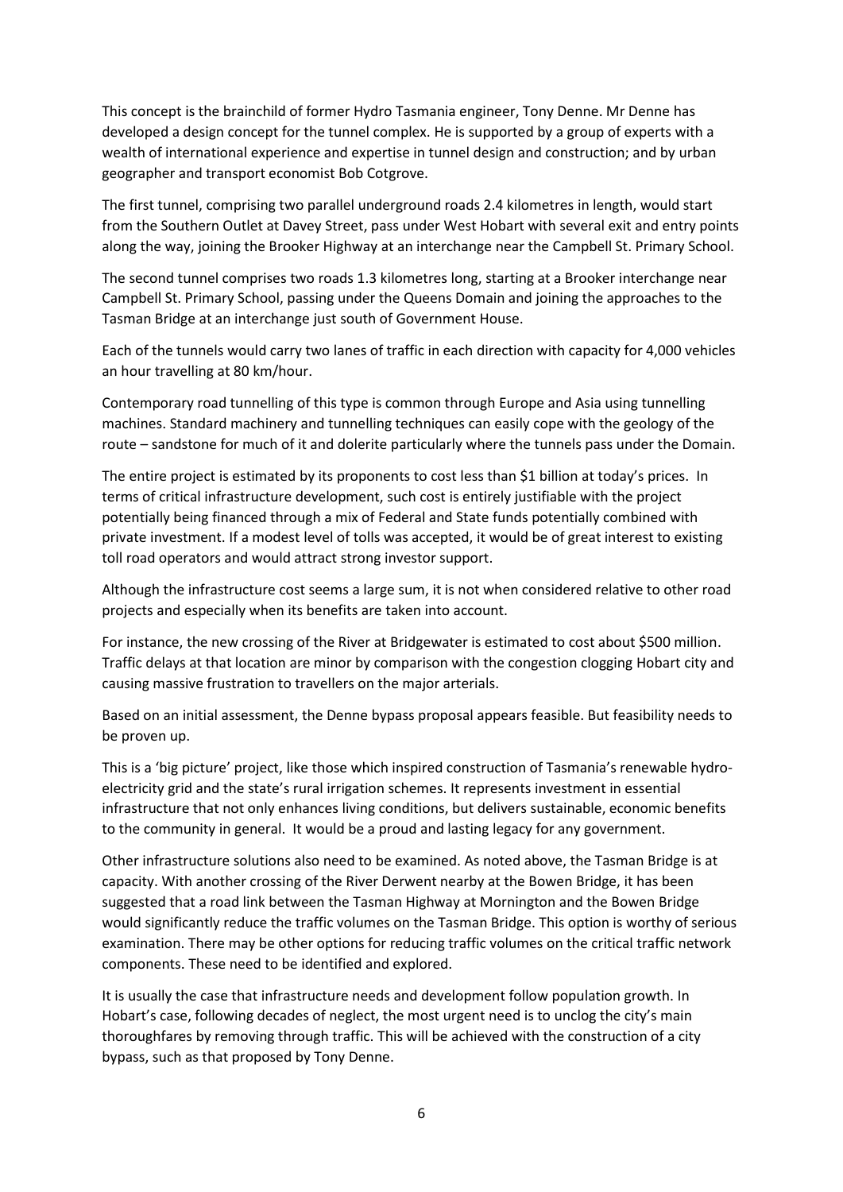This concept is the brainchild of former Hydro Tasmania engineer, Tony Denne. Mr Denne has developed a design concept for the tunnel complex. He is supported by a group of experts with a wealth of international experience and expertise in tunnel design and construction; and by urban geographer and transport economist Bob Cotgrove.

The first tunnel, comprising two parallel underground roads 2.4 kilometres in length, would start from the Southern Outlet at Davey Street, pass under West Hobart with several exit and entry points along the way, joining the Brooker Highway at an interchange near the Campbell St. Primary School.

The second tunnel comprises two roads 1.3 kilometres long, starting at a Brooker interchange near Campbell St. Primary School, passing under the Queens Domain and joining the approaches to the Tasman Bridge at an interchange just south of Government House.

Each of the tunnels would carry two lanes of traffic in each direction with capacity for 4,000 vehicles an hour travelling at 80 km/hour.

Contemporary road tunnelling of this type is common through Europe and Asia using tunnelling machines. Standard machinery and tunnelling techniques can easily cope with the geology of the route – sandstone for much of it and dolerite particularly where the tunnels pass under the Domain.

The entire project is estimated by its proponents to cost less than $1 billion at today's prices. In terms of critical infrastructure development, such cost is entirely justifiable with the project potentially being financed through a mix of Federal and State funds potentially combined with private investment. If a modest level of tolls was accepted, it would be of great interest to existing toll road operators and would attract strong investor support.

Although the infrastructure cost seems a large sum, it is not when considered relative to other road projects and especially when its benefits are taken into account.

For instance, the new crossing of the River at Bridgewater is estimated to cost about $500 million. Traffic delays at that location are minor by comparison with the congestion clogging Hobart city and causing massive frustration to travellers on the major arterials.

Based on an initial assessment, the Denne bypass proposal appears feasible. But feasibility needs to be proven up.

This is a 'big picture' project, like those which inspired construction of Tasmania's renewable hydro-electricity grid and the state's rural irrigation schemes. It represents investment in essential infrastructure that not only enhances living conditions, but delivers sustainable, economic benefits to the community in general. It would be a proud and lasting legacy for any government.

Other infrastructure solutions also need to be examined. As noted above, the Tasman Bridge is at capacity. With another crossing of the River Derwent nearby at the Bowen Bridge, it has been suggested that a road link between the Tasman Highway at Mornington and the Bowen Bridge would significantly reduce the traffic volumes on the Tasman Bridge. This option is worthy of serious examination. There may be other options for reducing traffic volumes on the critical traffic network components. These need to be identified and explored.

It is usually the case that infrastructure needs and development follow population growth. In Hobart's case, following decades of neglect, the most urgent need is to unclog the city's main thoroughfares by removing through traffic. This will be achieved with the construction of a city bypass, such as that proposed by Tony Denne.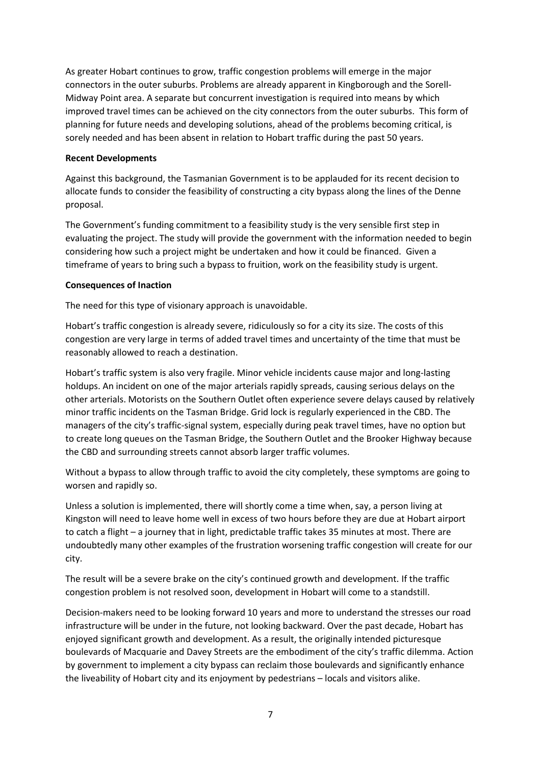As greater Hobart continues to grow, traffic congestion problems will emerge in the major connectors in the outer suburbs. Problems are already apparent in Kingborough and the Sorell-Midway Point area. A separate but concurrent investigation is required into means by which improved travel times can be achieved on the city connectors from the outer suburbs. This form of planning for future needs and developing solutions, ahead of the problems becoming critical, is sorely needed and has been absent in relation to Hobart traffic during the past 50 years.

**Recent Developments**

Against this background, the Tasmanian Government is to be applauded for its recent decision to allocate funds to consider the feasibility of constructing a city bypass along the lines of the Denne proposal.

The Government's funding commitment to a feasibility study is the very sensible first step in evaluating the project. The study will provide the government with the information needed to begin considering how such a project might be undertaken and how it could be financed. Given a timeframe of years to bring such a bypass to fruition, work on the feasibility study is urgent.

**Consequences of Inaction**

The need for this type of visionary approach is unavoidable.

Hobart's traffic congestion is already severe, ridiculously so for a city its size. The costs of this congestion are very large in terms of added travel times and uncertainty of the time that must be reasonably allowed to reach a destination.

Hobart's traffic system is also very fragile. Minor vehicle incidents cause major and long-lasting holdups. An incident on one of the major arterials rapidly spreads, causing serious delays on the other arterials. Motorists on the Southern Outlet often experience severe delays caused by relatively minor traffic incidents on the Tasman Bridge. Grid lock is regularly experienced in the CBD. The managers of the city's traffic-signal system, especially during peak travel times, have no option but to create long queues on the Tasman Bridge, the Southern Outlet and the Brooker Highway because the CBD and surrounding streets cannot absorb larger traffic volumes.

Without a bypass to allow through traffic to avoid the city completely, these symptoms are going to worsen and rapidly so.

Unless a solution is implemented, there will shortly come a time when, say, a person living at Kingston will need to leave home well in excess of two hours before they are due at Hobart airport to catch a flight – a journey that in light, predictable traffic takes 35 minutes at most. There are undoubtedly many other examples of the frustration worsening traffic congestion will create for our city.

The result will be a severe brake on the city's continued growth and development. If the traffic congestion problem is not resolved soon, development in Hobart will come to a standstill.

Decision-makers need to be looking forward 10 years and more to understand the stresses our road infrastructure will be under in the future, not looking backward. Over the past decade, Hobart has enjoyed significant growth and development. As a result, the originally intended picturesque boulevards of Macquarie and Davey Streets are the embodiment of the city's traffic dilemma. Action by government to implement a city bypass can reclaim those boulevards and significantly enhance the liveability of Hobart city and its enjoyment by pedestrians – locals and visitors alike.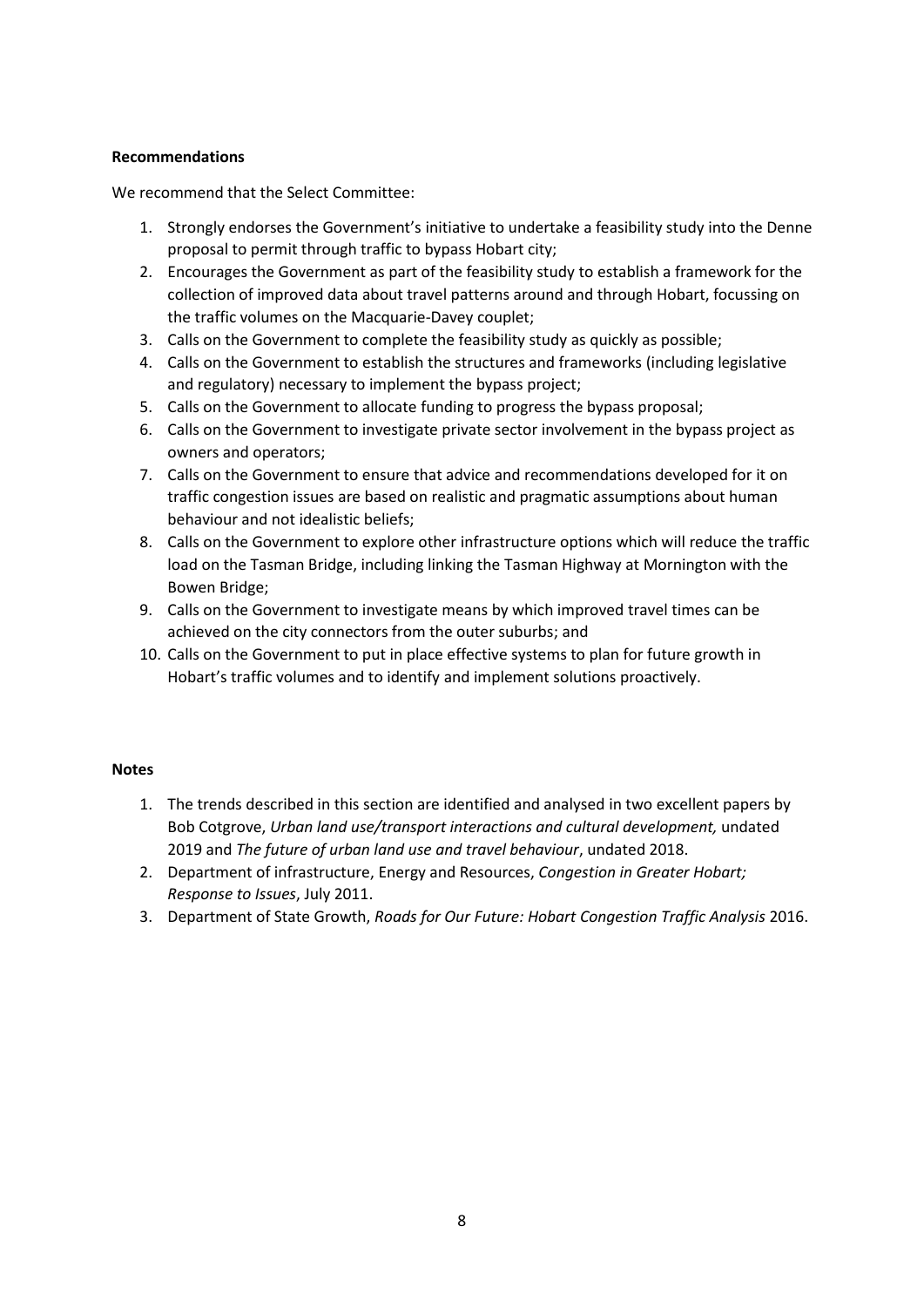**Recommendations**

We recommend that the Select Committee:

1. Strongly endorses the Government's initiative to undertake a feasibility study into the Denne proposal to permit through traffic to bypass Hobart city;
2. Encourages the Government as part of the feasibility study to establish a framework for the collection of improved data about travel patterns around and through Hobart, focussing on the traffic volumes on the Macquarie-Davey couplet;
3. Calls on the Government to complete the feasibility study as quickly as possible;
4. Calls on the Government to establish the structures and frameworks (including legislative and regulatory) necessary to implement the bypass project;
5. Calls on the Government to allocate funding to progress the bypass proposal;
6. Calls on the Government to investigate private sector involvement in the bypass project as owners and operators;
7. Calls on the Government to ensure that advice and recommendations developed for it on traffic congestion issues are based on realistic and pragmatic assumptions about human behaviour and not idealistic beliefs;
8. Calls on the Government to explore other infrastructure options which will reduce the traffic load on the Tasman Bridge, including linking the Tasman Highway at Mornington with the Bowen Bridge;
9. Calls on the Government to investigate means by which improved travel times can be achieved on the city connectors from the outer suburbs; and
10. Calls on the Government to put in place effective systems to plan for future growth in Hobart's traffic volumes and to identify and implement solutions proactively.

**Notes**

1. The trends described in this section are identified and analysed in two excellent papers by Bob Cotgrove, *Urban land use/transport interactions and cultural development,* undated 2019 and *The future of urban land use and travel behaviour*, undated 2018.
2. Department of infrastructure, Energy and Resources, *Congestion in Greater Hobart; Response to Issues*, July 2011.
3. Department of State Growth, *Roads for Our Future: Hobart Congestion Traffic Analysis* 2016.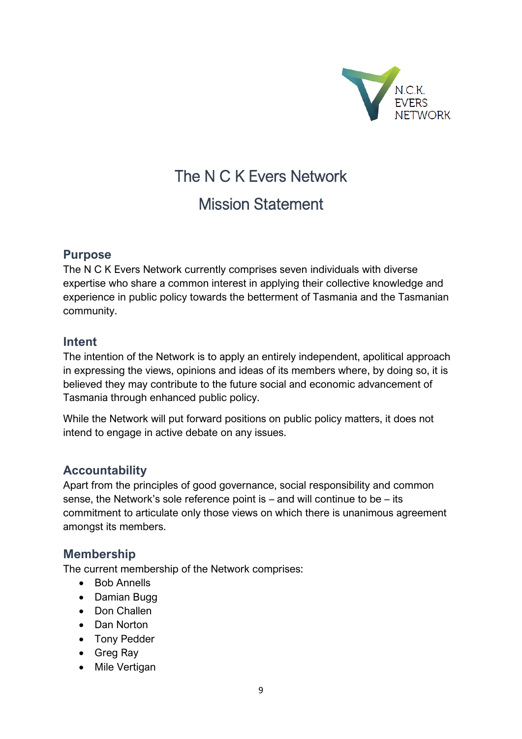# The N C K Evers Network

# Mission Statement

## Purpose

The N C K Evers Network currently comprises seven individuals with diverse expertise who share a common interest in applying their collective knowledge and experience in public policy towards the betterment of Tasmania and the Tasmanian community.

## Intent

The intention of the Network is to apply an entirely independent, apolitical approach in expressing the views, opinions and ideas of its members where, by doing so, it is believed they may contribute to the future social and economic advancement of Tasmania through enhanced public policy.

While the Network will put forward positions on public policy matters, it does not intend to engage in active debate on any issues.

## Accountability

Apart from the principles of good governance, social responsibility and common sense, the Network's sole reference point is – and will continue to be – its commitment to articulate only those views on which there is unanimous agreement amongst its members.

## Membership

The current membership of the Network comprises:

- Bob Annells
- Damian Bugg
- Don Challen
- Dan Norton
- Tony Pedder
- Greg Ray
- Mile Vertigan